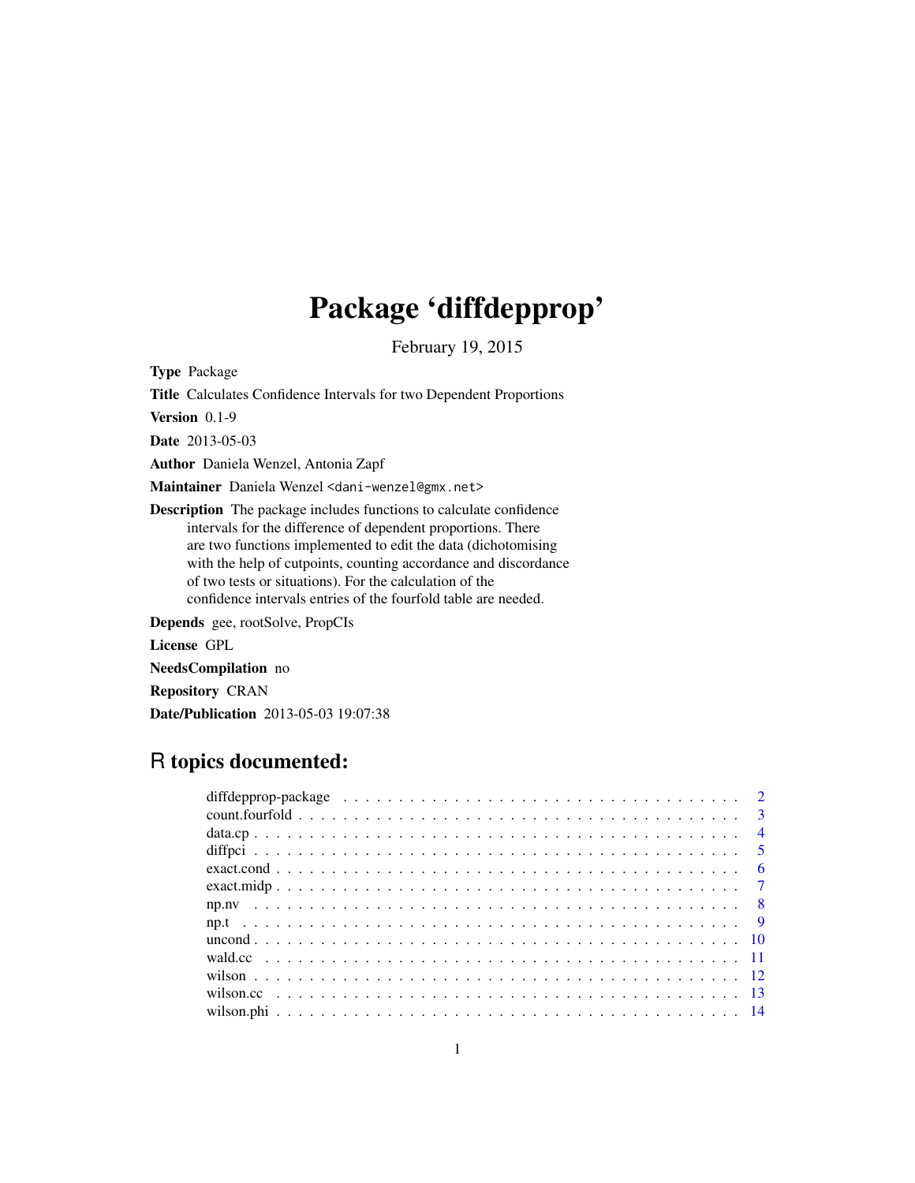# Package 'diffdepprop'

February 19, 2015

**Type** Package

**Title** Calculates Confidence Intervals for two Dependent Proportions

**Version** 0.1-9

**Date** 2013-05-03

**Author** Daniela Wenzel, Antonia Zapf

**Maintainer** Daniela Wenzel <dani-wenzel@gmx.net>

**Description** The package includes functions to calculate confidence intervals for the difference of dependent proportions. There are two functions implemented to edit the data (dichotomising with the help of cutpoints, counting accordance and discordance of two tests or situations). For the calculation of the confidence intervals entries of the fourfold table are needed.

**Depends** gee, rootSolve, PropCIs

**License** GPL

**NeedsCompilation** no

**Repository** CRAN

**Date/Publication** 2013-05-03 19:07:38

## R topics documented:

- diffdepprop-package . . . . . . . . . . 2
- count.fourfold . . . . . . . . . . 3
- data.cp . . . . . . . . . . 4
- diffpci . . . . . . . . . . 5
- exact.cond . . . . . . . . . . 6
- exact.midp . . . . . . . . . . 7
- np.nv . . . . . . . . . . 8
- np.t . . . . . . . . . . 9
- uncond . . . . . . . . . . 10
- wald.cc . . . . . . . . . . 11
- wilson . . . . . . . . . . 12
- wilson.cc . . . . . . . . . . 13
- wilson.phi . . . . . . . . . . 14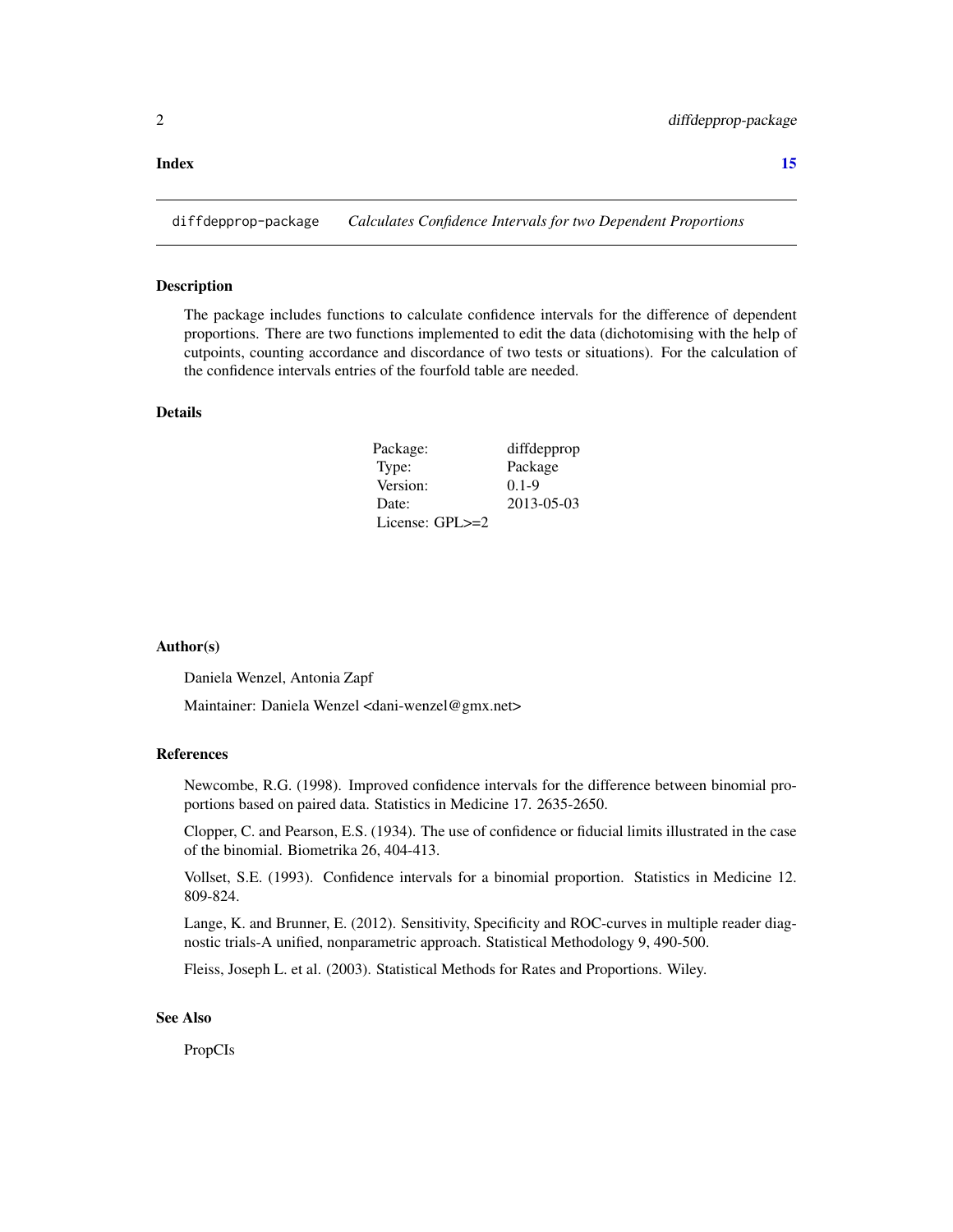**Index** **15**

---

diffdepprop-package *Calculates Confidence Intervals for two Dependent Proportions*

---

## Description

The package includes functions to calculate confidence intervals for the difference of dependent proportions. There are two functions implemented to edit the data (dichotomising with the help of cutpoints, counting accordance and discordance of two tests or situations). For the calculation of the confidence intervals entries of the fourfold table are needed.

## Details

| | |
|---|---|
| Package: | diffdepprop |
| Type: | Package |
| Version: | 0.1-9 |
| Date: | 2013-05-03 |
| License: GPL>=2 | |

## Author(s)

Daniela Wenzel, Antonia Zapf

Maintainer: Daniela Wenzel <dani-wenzel@gmx.net>

## References

Newcombe, R.G. (1998). Improved confidence intervals for the difference between binomial proportions based on paired data. Statistics in Medicine 17. 2635-2650.

Clopper, C. and Pearson, E.S. (1934). The use of confidence or fiducial limits illustrated in the case of the binomial. Biometrika 26, 404-413.

Vollset, S.E. (1993). Confidence intervals for a binomial proportion. Statistics in Medicine 12. 809-824.

Lange, K. and Brunner, E. (2012). Sensitivity, Specificity and ROC-curves in multiple reader diagnostic trials-A unified, nonparametric approach. Statistical Methodology 9, 490-500.

Fleiss, Joseph L. et al. (2003). Statistical Methods for Rates and Proportions. Wiley.

## See Also

PropCIs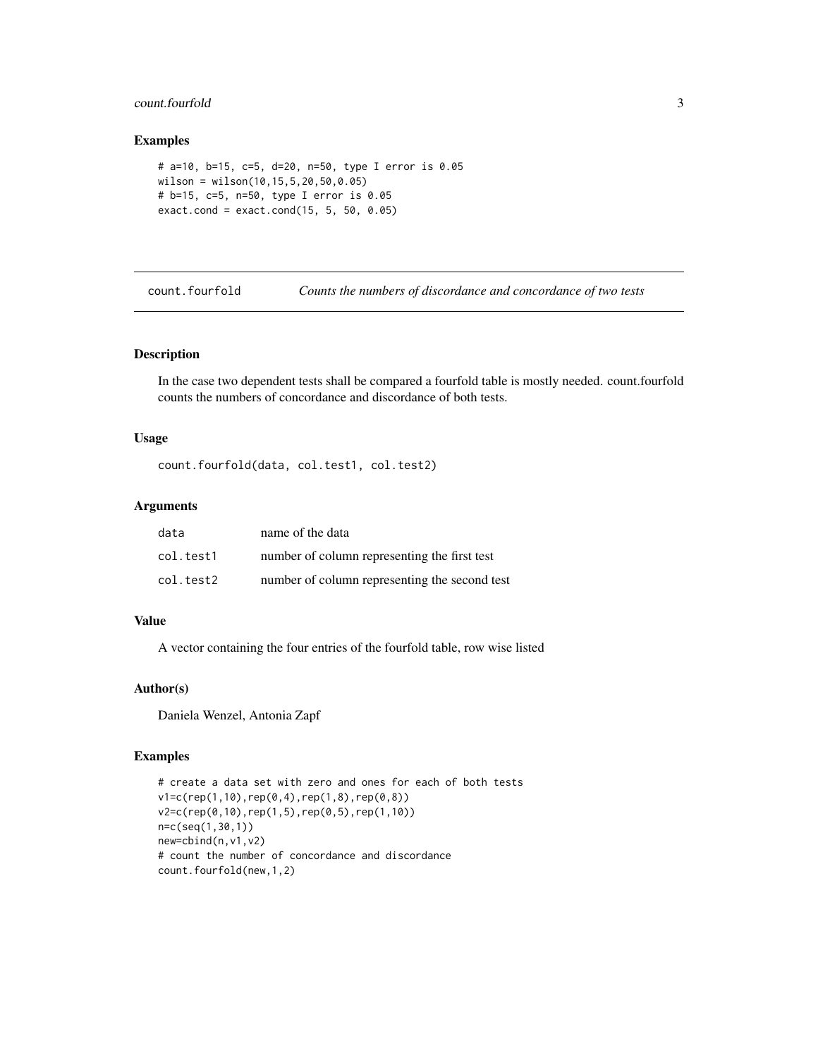## Examples

```
# a=10, b=15, c=5, d=20, n=50, type I error is 0.05
wilson = wilson(10,15,5,20,50,0.05)
# b=15, c=5, n=50, type I error is 0.05
exact.cond = exact.cond(15, 5, 50, 0.05)
```

---

# count.fourfold — *Counts the numbers of discordance and concordance of two tests*

---

## Description

In the case two dependent tests shall be compared a fourfold table is mostly needed. count.fourfold counts the numbers of concordance and discordance of both tests.

## Usage

```
count.fourfold(data, col.test1, col.test2)
```

## Arguments

| | |
|---|---|
| data | name of the data |
| col.test1 | number of column representing the first test |
| col.test2 | number of column representing the second test |

## Value

A vector containing the four entries of the fourfold table, row wise listed

## Author(s)

Daniela Wenzel, Antonia Zapf

## Examples

```
# create a data set with zero and ones for each of both tests
v1=c(rep(1,10),rep(0,4),rep(1,8),rep(0,8))
v2=c(rep(0,10),rep(1,5),rep(0,5),rep(1,10))
n=c(seq(1,30,1))
new=cbind(n,v1,v2)
# count the number of concordance and discordance
count.fourfold(new,1,2)
```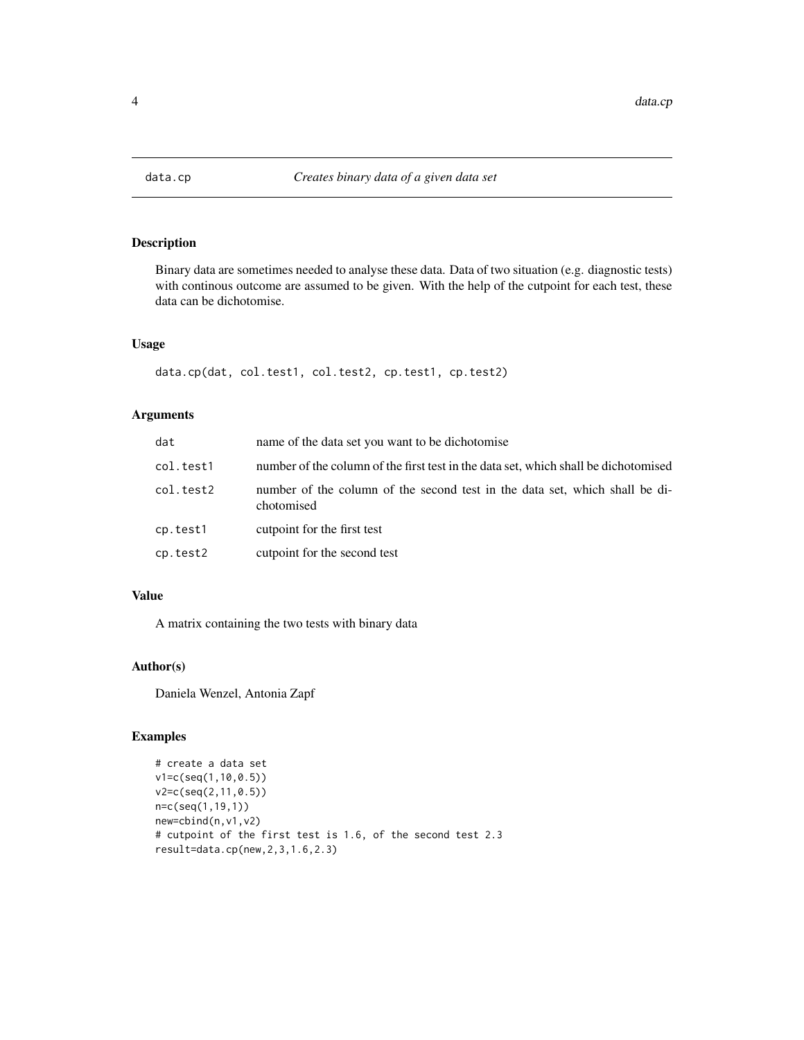# data.cp *Creates binary data of a given data set*

## Description

Binary data are sometimes needed to analyse these data. Data of two situation (e.g. diagnostic tests) with continous outcome are assumed to be given. With the help of the cutpoint for each test, these data can be dichotomise.

## Usage

```
data.cp(dat, col.test1, col.test2, cp.test1, cp.test2)
```

## Arguments

| | |
|---|---|
| dat | name of the data set you want to be dichotomise |
| col.test1 | number of the column of the first test in the data set, which shall be dichotomised |
| col.test2 | number of the column of the second test in the data set, which shall be dichotomised |
| cp.test1 | cutpoint for the first test |
| cp.test2 | cutpoint for the second test |

## Value

A matrix containing the two tests with binary data

## Author(s)

Daniela Wenzel, Antonia Zapf

## Examples

```
# create a data set
v1=c(seq(1,10,0.5))
v2=c(seq(2,11,0.5))
n=c(seq(1,19,1))
new=cbind(n,v1,v2)
# cutpoint of the first test is 1.6, of the second test 2.3
result=data.cp(new,2,3,1.6,2.3)
```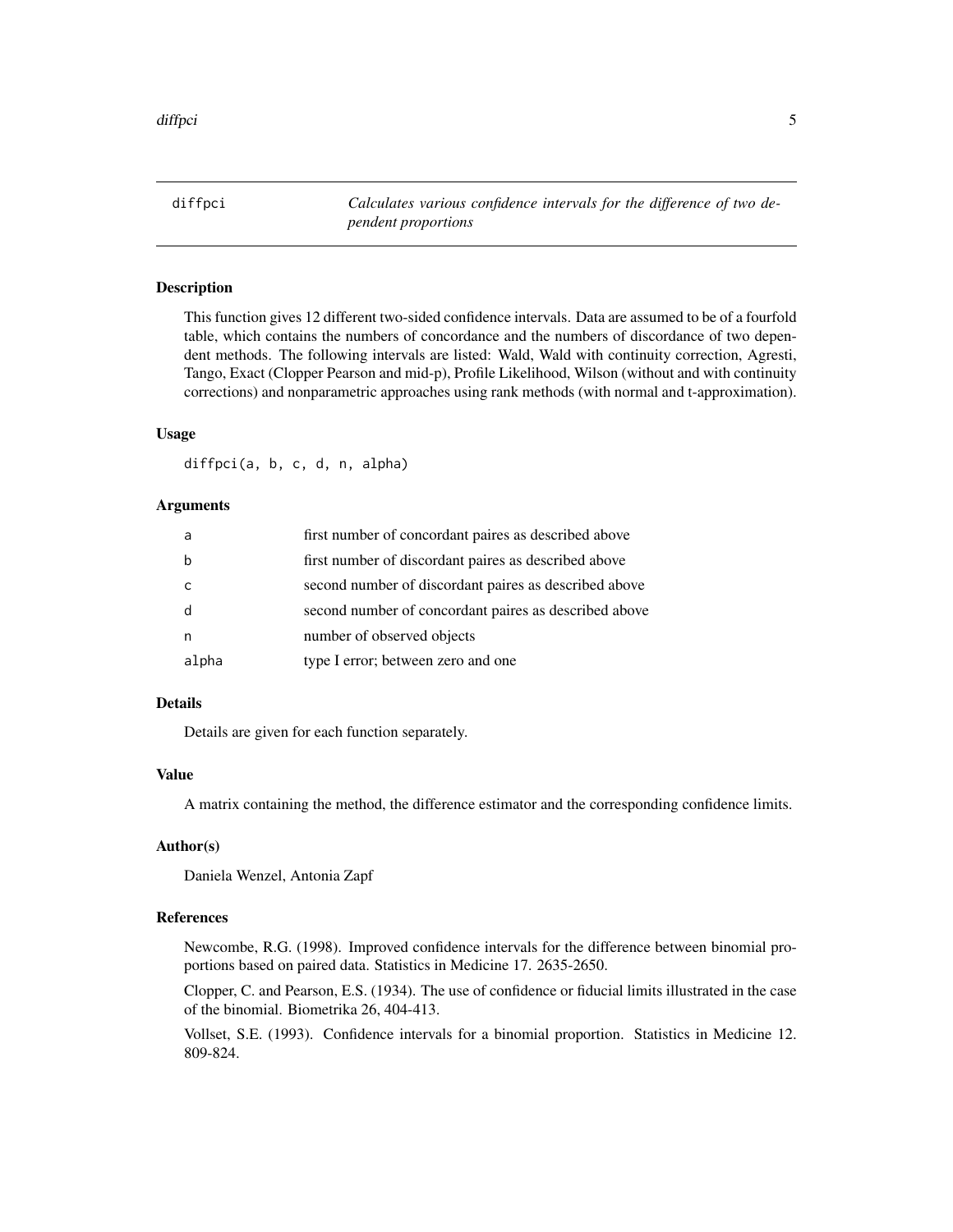## diffpci — *Calculates various confidence intervals for the difference of two dependent proportions*

### Description

This function gives 12 different two-sided confidence intervals. Data are assumed to be of a fourfold table, which contains the numbers of concordance and the numbers of discordance of two dependent methods. The following intervals are listed: Wald, Wald with continuity correction, Agresti, Tango, Exact (Clopper Pearson and mid-p), Profile Likelihood, Wilson (without and with continuity corrections) and nonparametric approaches using rank methods (with normal and t-approximation).

### Usage

```
diffpci(a, b, c, d, n, alpha)
```

### Arguments

| | |
|---|---|
| a | first number of concordant paires as described above |
| b | first number of discordant paires as described above |
| c | second number of discordant paires as described above |
| d | second number of concordant paires as described above |
| n | number of observed objects |
| alpha | type I error; between zero and one |

### Details

Details are given for each function separately.

### Value

A matrix containing the method, the difference estimator and the corresponding confidence limits.

### Author(s)

Daniela Wenzel, Antonia Zapf

### References

Newcombe, R.G. (1998). Improved confidence intervals for the difference between binomial proportions based on paired data. Statistics in Medicine 17. 2635-2650.

Clopper, C. and Pearson, E.S. (1934). The use of confidence or fiducial limits illustrated in the case of the binomial. Biometrika 26, 404-413.

Vollset, S.E. (1993). Confidence intervals for a binomial proportion. Statistics in Medicine 12. 809-824.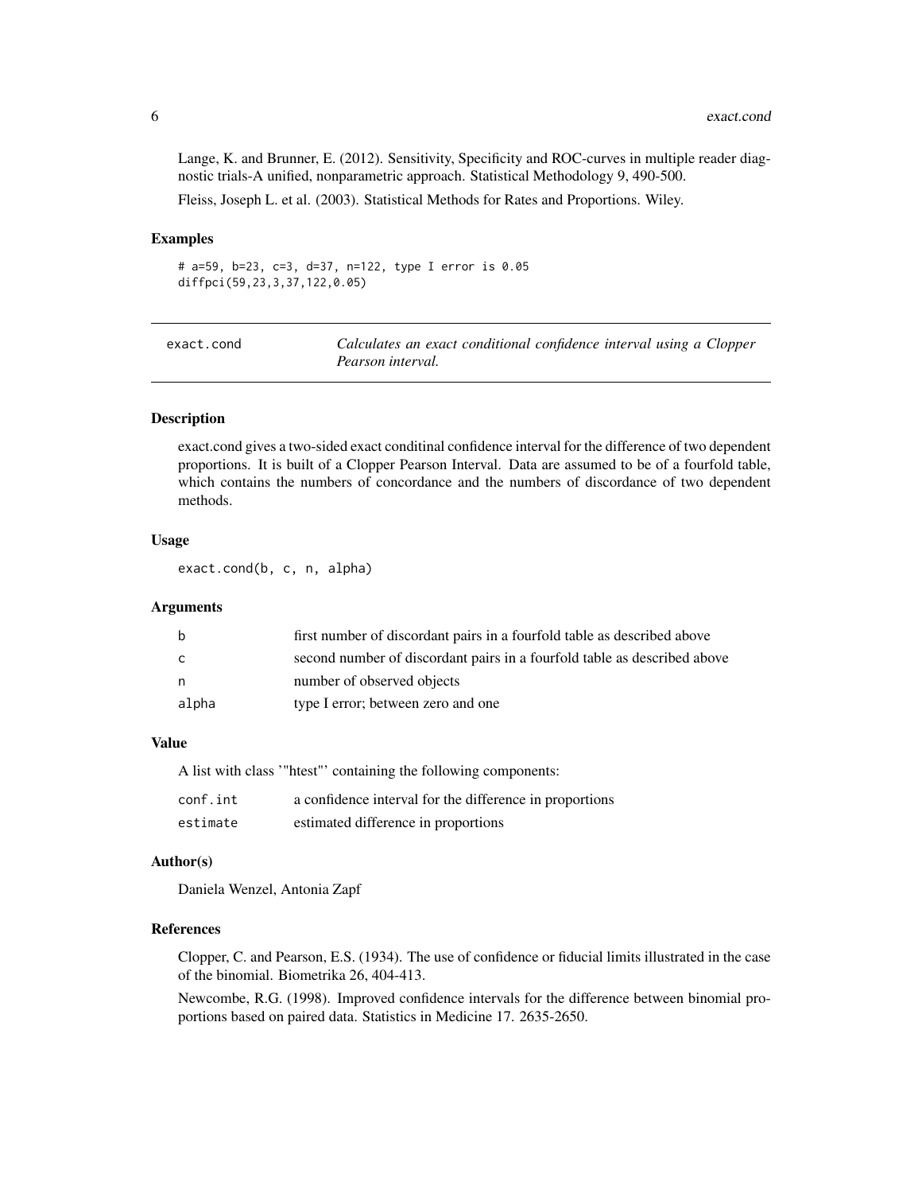Lange, K. and Brunner, E. (2012). Sensitivity, Specificity and ROC-curves in multiple reader diagnostic trials-A unified, nonparametric approach. Statistical Methodology 9, 490-500.

Fleiss, Joseph L. et al. (2003). Statistical Methods for Rates and Proportions. Wiley.

### Examples

```
# a=59, b=23, c=3, d=37, n=122, type I error is 0.05
diffpci(59,23,3,37,122,0.05)
```

---

## exact.cond — *Calculates an exact conditional confidence interval using a Clopper Pearson interval.*

---

### Description

exact.cond gives a two-sided exact conditinal confidence interval for the difference of two dependent proportions. It is built of a Clopper Pearson Interval. Data are assumed to be of a fourfold table, which contains the numbers of concordance and the numbers of discordance of two dependent methods.

### Usage

```
exact.cond(b, c, n, alpha)
```

### Arguments

| | |
|---|---|
| b | first number of discordant pairs in a fourfold table as described above |
| c | second number of discordant pairs in a fourfold table as described above |
| n | number of observed objects |
| alpha | type I error; between zero and one |

### Value

A list with class '"htest"' containing the following components:

| | |
|---|---|
| conf.int | a confidence interval for the difference in proportions |
| estimate | estimated difference in proportions |

### Author(s)

Daniela Wenzel, Antonia Zapf

### References

Clopper, C. and Pearson, E.S. (1934). The use of confidence or fiducial limits illustrated in the case of the binomial. Biometrika 26, 404-413.

Newcombe, R.G. (1998). Improved confidence intervals for the difference between binomial proportions based on paired data. Statistics in Medicine 17. 2635-2650.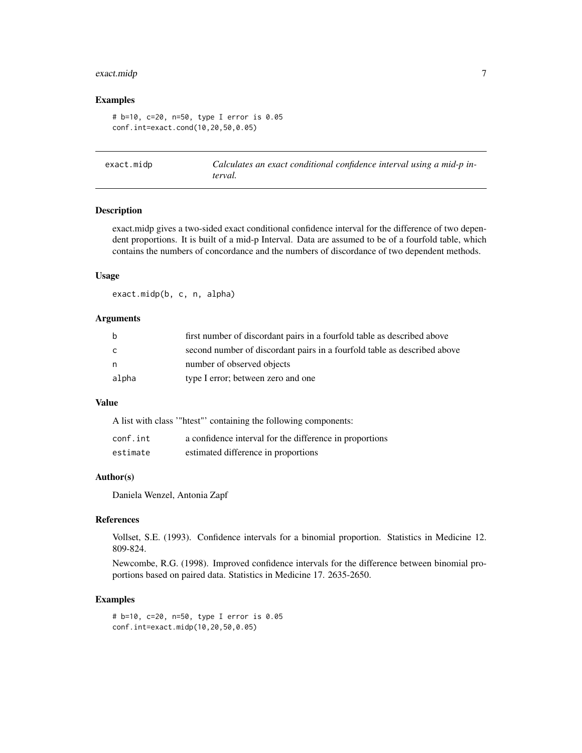## Examples

```
# b=10, c=20, n=50, type I error is 0.05
conf.int=exact.cond(10,20,50,0.05)
```

---

# exact.midp — *Calculates an exact conditional confidence interval using a mid-p interval.*

---

### Description

exact.midp gives a two-sided exact conditional confidence interval for the difference of two dependent proportions. It is built of a mid-p Interval. Data are assumed to be of a fourfold table, which contains the numbers of concordance and the numbers of discordance of two dependent methods.

### Usage

```
exact.midp(b, c, n, alpha)
```

### Arguments

| | |
|---|---|
| b | first number of discordant pairs in a fourfold table as described above |
| c | second number of discordant pairs in a fourfold table as described above |
| n | number of observed objects |
| alpha | type I error; between zero and one |

### Value

A list with class '"htest"' containing the following components:

| | |
|---|---|
| conf.int | a confidence interval for the difference in proportions |
| estimate | estimated difference in proportions |

### Author(s)

Daniela Wenzel, Antonia Zapf

### References

Vollset, S.E. (1993). Confidence intervals for a binomial proportion. Statistics in Medicine 12. 809-824.

Newcombe, R.G. (1998). Improved confidence intervals for the difference between binomial proportions based on paired data. Statistics in Medicine 17. 2635-2650.

### Examples

```
# b=10, c=20, n=50, type I error is 0.05
conf.int=exact.midp(10,20,50,0.05)
```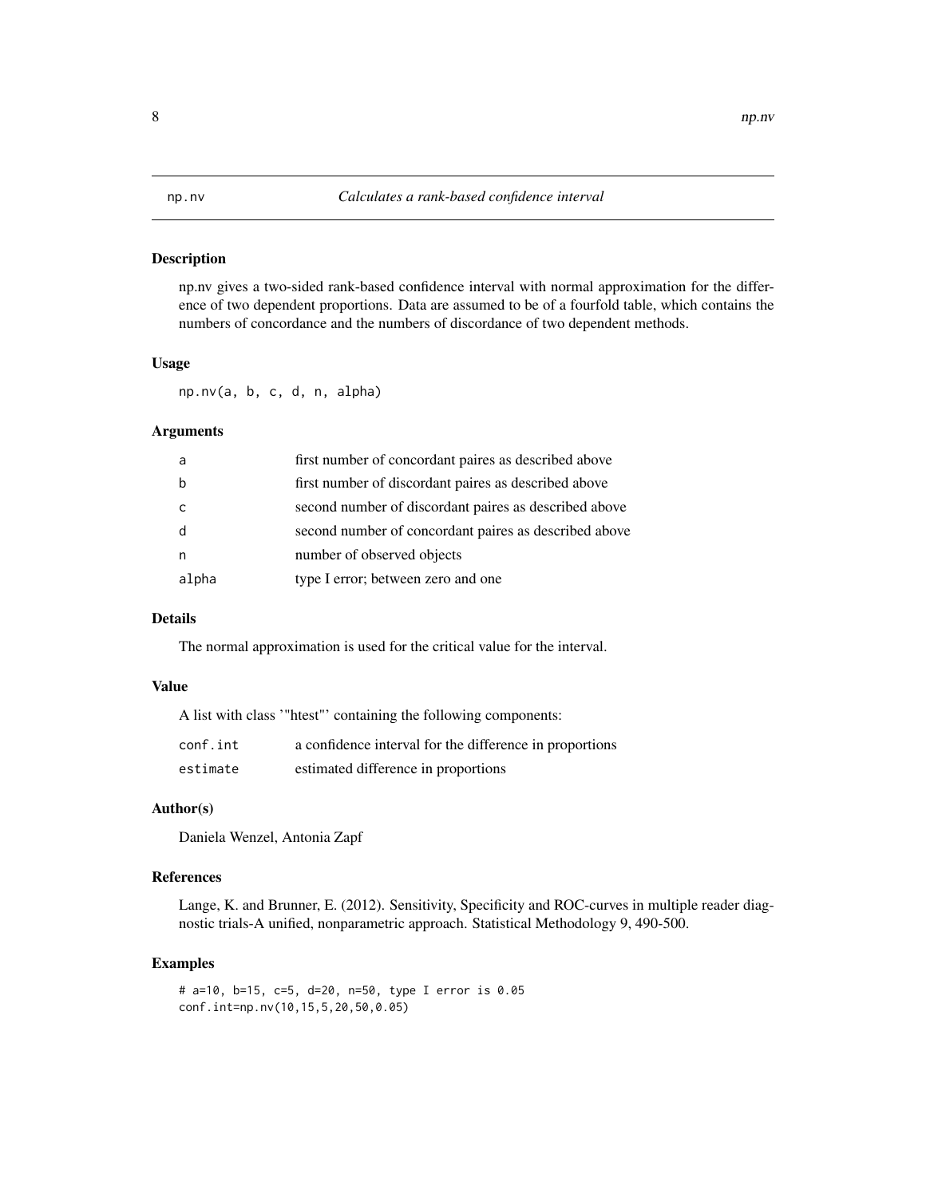# np.nv *Calculates a rank-based confidence interval*

## Description

np.nv gives a two-sided rank-based confidence interval with normal approximation for the difference of two dependent proportions. Data are assumed to be of a fourfold table, which contains the numbers of concordance and the numbers of discordance of two dependent methods.

## Usage

```
np.nv(a, b, c, d, n, alpha)
```

## Arguments

| | |
|---|---|
| a | first number of concordant paires as described above |
| b | first number of discordant paires as described above |
| c | second number of discordant paires as described above |
| d | second number of concordant paires as described above |
| n | number of observed objects |
| alpha | type I error; between zero and one |

## Details

The normal approximation is used for the critical value for the interval.

## Value

A list with class '"htest"' containing the following components:

| | |
|---|---|
| conf.int | a confidence interval for the difference in proportions |
| estimate | estimated difference in proportions |

## Author(s)

Daniela Wenzel, Antonia Zapf

## References

Lange, K. and Brunner, E. (2012). Sensitivity, Specificity and ROC-curves in multiple reader diagnostic trials-A unified, nonparametric approach. Statistical Methodology 9, 490-500.

## Examples

```
# a=10, b=15, c=5, d=20, n=50, type I error is 0.05
conf.int=np.nv(10,15,5,20,50,0.05)
```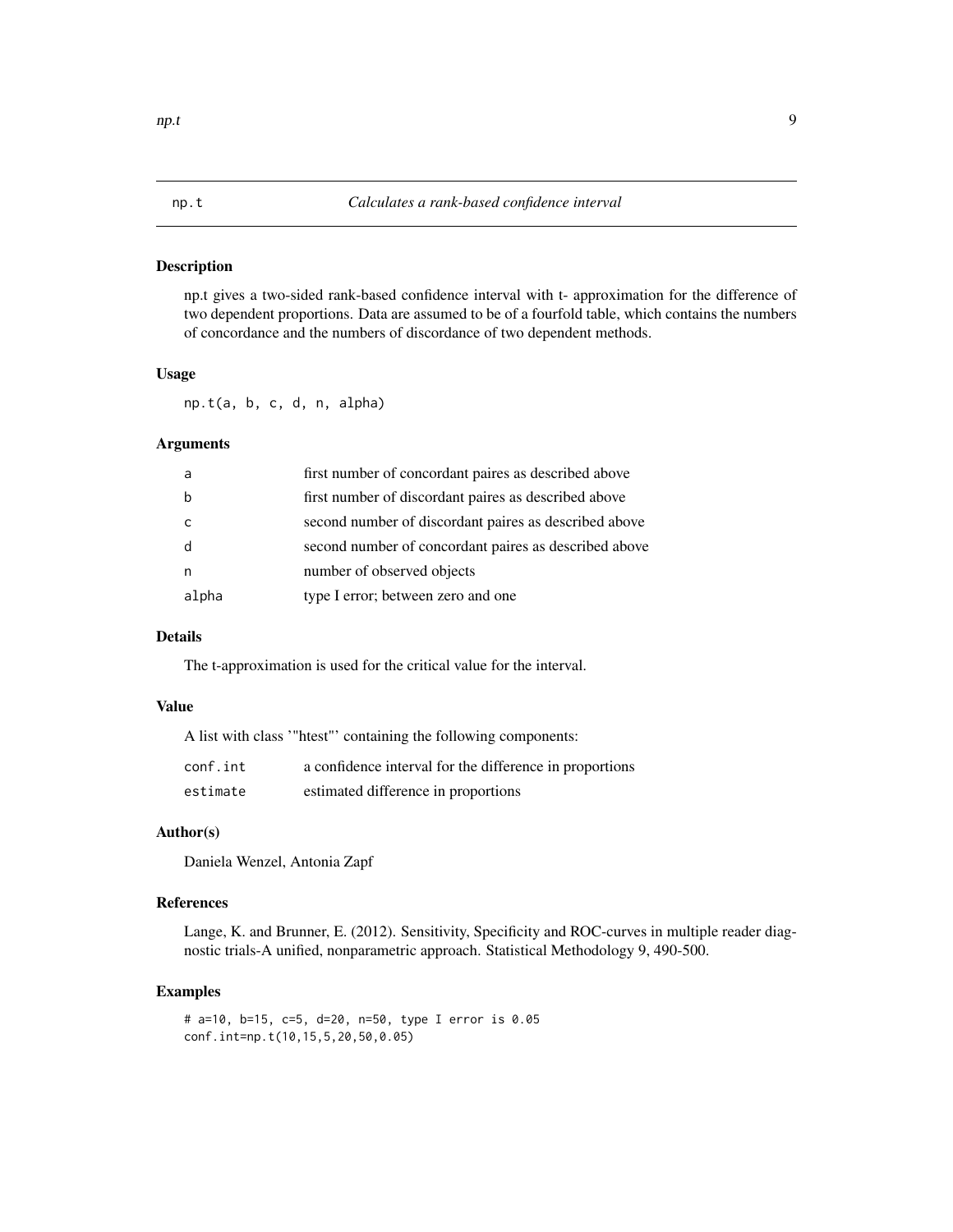## np.t *Calculates a rank-based confidence interval*

### Description

np.t gives a two-sided rank-based confidence interval with t- approximation for the difference of two dependent proportions. Data are assumed to be of a fourfold table, which contains the numbers of concordance and the numbers of discordance of two dependent methods.

### Usage

```
np.t(a, b, c, d, n, alpha)
```

### Arguments

| | |
|---|---|
| a | first number of concordant paires as described above |
| b | first number of discordant paires as described above |
| c | second number of discordant paires as described above |
| d | second number of concordant paires as described above |
| n | number of observed objects |
| alpha | type I error; between zero and one |

### Details

The t-approximation is used for the critical value for the interval.

### Value

A list with class '"htest"' containing the following components:

| | |
|---|---|
| conf.int | a confidence interval for the difference in proportions |
| estimate | estimated difference in proportions |

### Author(s)

Daniela Wenzel, Antonia Zapf

### References

Lange, K. and Brunner, E. (2012). Sensitivity, Specificity and ROC-curves in multiple reader diagnostic trials-A unified, nonparametric approach. Statistical Methodology 9, 490-500.

### Examples

```
# a=10, b=15, c=5, d=20, n=50, type I error is 0.05
conf.int=np.t(10,15,5,20,50,0.05)
```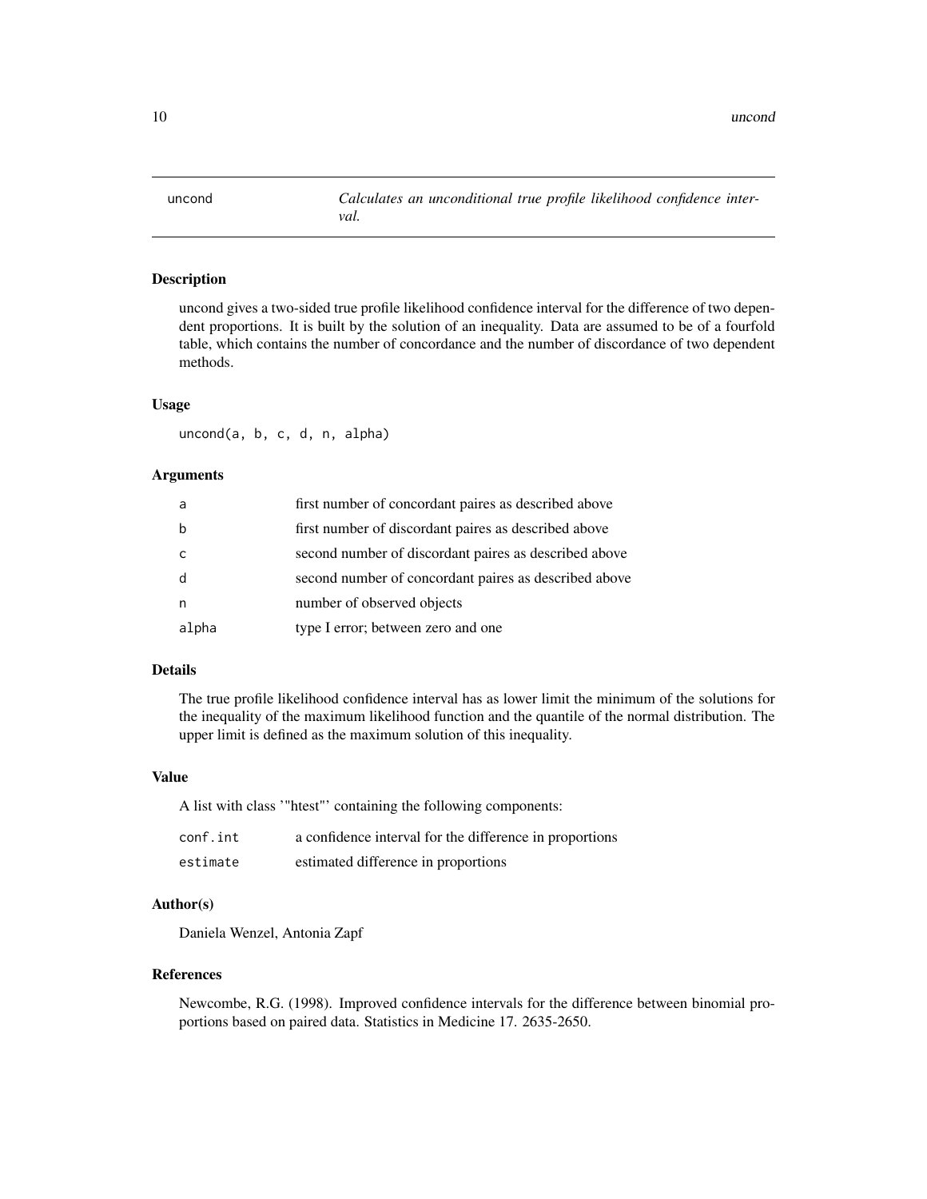uncond — *Calculates an unconditional true profile likelihood confidence interval.*

## Description

uncond gives a two-sided true profile likelihood confidence interval for the difference of two dependent proportions. It is built by the solution of an inequality. Data are assumed to be of a fourfold table, which contains the number of concordance and the number of discordance of two dependent methods.

## Usage

```
uncond(a, b, c, d, n, alpha)
```

## Arguments

| | |
|---|---|
| a | first number of concordant paires as described above |
| b | first number of discordant paires as described above |
| c | second number of discordant paires as described above |
| d | second number of concordant paires as described above |
| n | number of observed objects |
| alpha | type I error; between zero and one |

## Details

The true profile likelihood confidence interval has as lower limit the minimum of the solutions for the inequality of the maximum likelihood function and the quantile of the normal distribution. The upper limit is defined as the maximum solution of this inequality.

## Value

A list with class '"htest"' containing the following components:

| | |
|---|---|
| conf.int | a confidence interval for the difference in proportions |
| estimate | estimated difference in proportions |

## Author(s)

Daniela Wenzel, Antonia Zapf

## References

Newcombe, R.G. (1998). Improved confidence intervals for the difference between binomial proportions based on paired data. Statistics in Medicine 17. 2635-2650.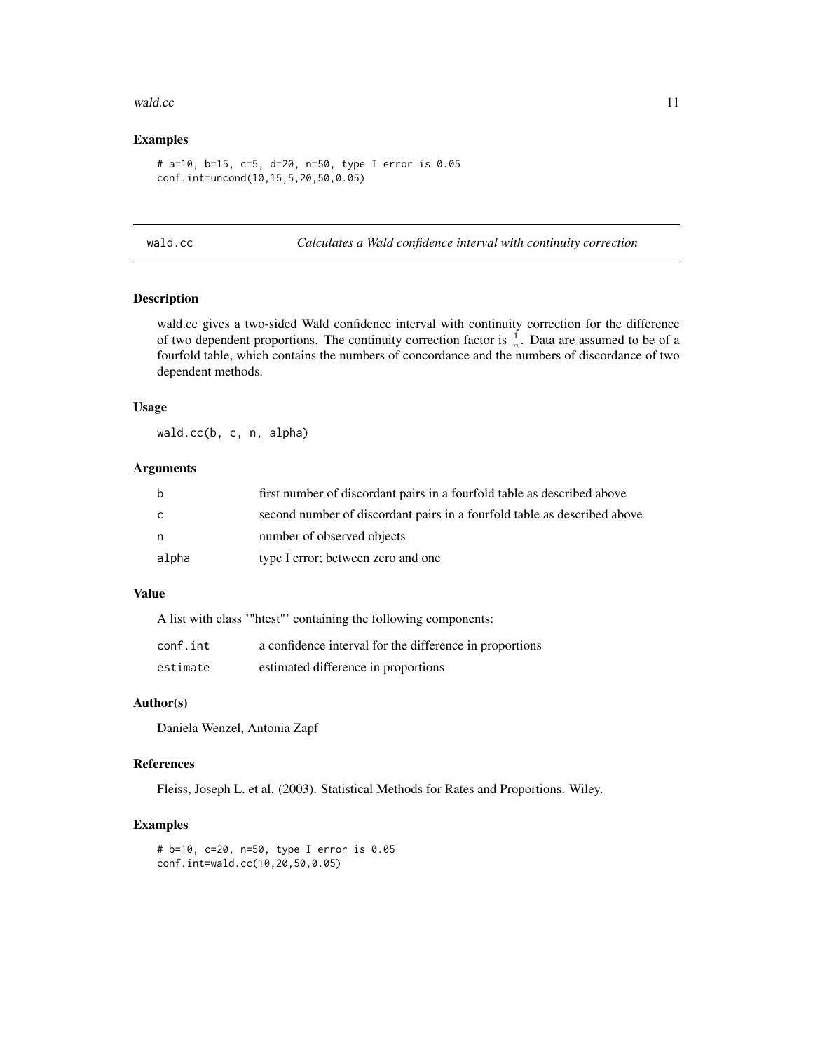### Examples

```
# a=10, b=15, c=5, d=20, n=50, type I error is 0.05
conf.int=uncond(10,15,5,20,50,0.05)
```

## wald.cc *Calculates a Wald confidence interval with continuity correction*

### Description

wald.cc gives a two-sided Wald confidence interval with continuity correction for the difference of two dependent proportions. The continuity correction factor is $\frac{1}{n}$. Data are assumed to be of a fourfold table, which contains the numbers of concordance and the numbers of discordance of two dependent methods.

### Usage

```
wald.cc(b, c, n, alpha)
```

### Arguments

| | |
|---|---|
| b | first number of discordant pairs in a fourfold table as described above |
| c | second number of discordant pairs in a fourfold table as described above |
| n | number of observed objects |
| alpha | type I error; between zero and one |

### Value

A list with class '"htest"' containing the following components:

| | |
|---|---|
| conf.int | a confidence interval for the difference in proportions |
| estimate | estimated difference in proportions |

### Author(s)

Daniela Wenzel, Antonia Zapf

### References

Fleiss, Joseph L. et al. (2003). Statistical Methods for Rates and Proportions. Wiley.

### Examples

```
# b=10, c=20, n=50, type I error is 0.05
conf.int=wald.cc(10,20,50,0.05)
```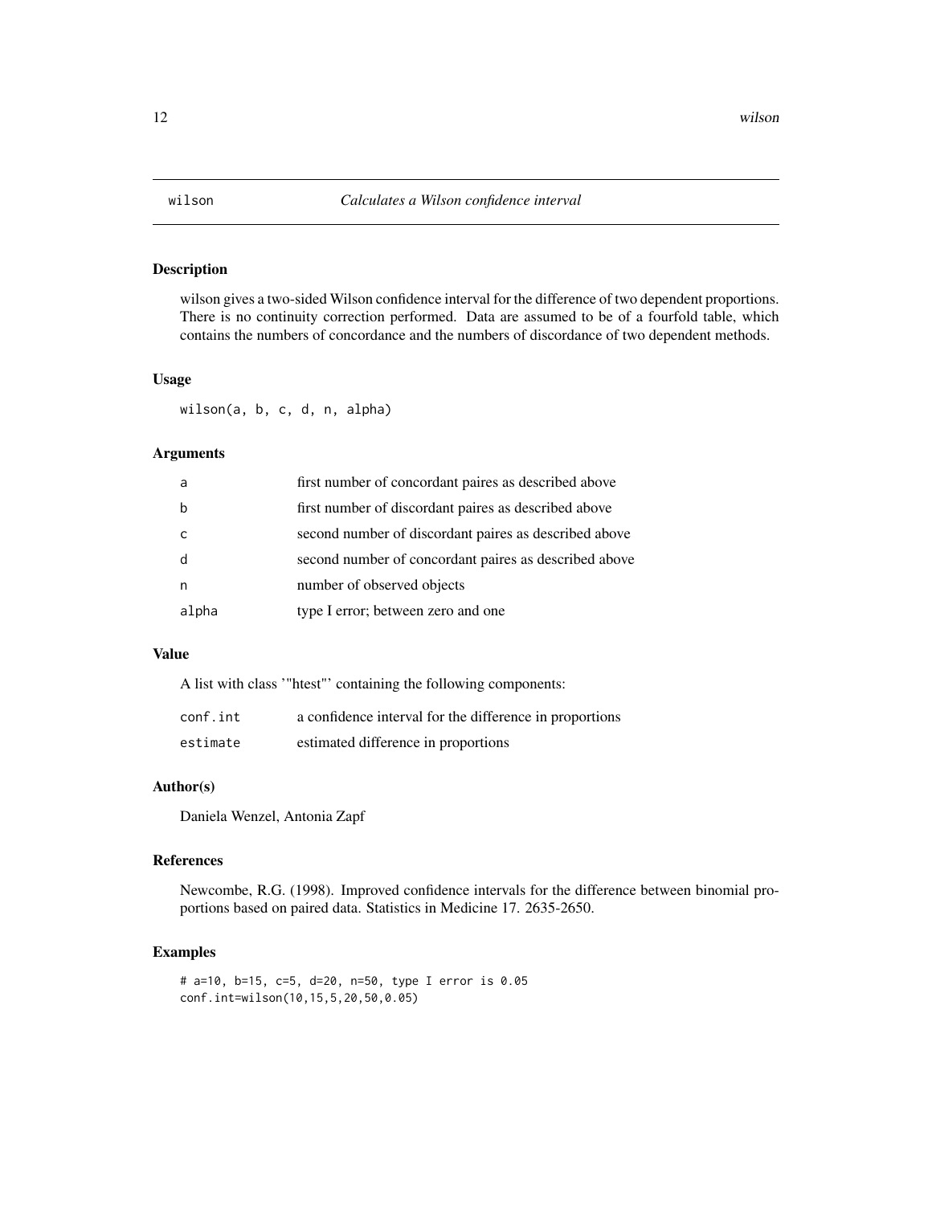# wilson — *Calculates a Wilson confidence interval*

## Description

wilson gives a two-sided Wilson confidence interval for the difference of two dependent proportions. There is no continuity correction performed. Data are assumed to be of a fourfold table, which contains the numbers of concordance and the numbers of discordance of two dependent methods.

## Usage

```
wilson(a, b, c, d, n, alpha)
```

## Arguments

| | |
|---|---|
| `a` | first number of concordant paires as described above |
| `b` | first number of discordant paires as described above |
| `c` | second number of discordant paires as described above |
| `d` | second number of concordant paires as described above |
| `n` | number of observed objects |
| `alpha` | type I error; between zero and one |

## Value

A list with class '"htest"' containing the following components:

| | |
|---|---|
| `conf.int` | a confidence interval for the difference in proportions |
| `estimate` | estimated difference in proportions |

## Author(s)

Daniela Wenzel, Antonia Zapf

## References

Newcombe, R.G. (1998). Improved confidence intervals for the difference between binomial proportions based on paired data. Statistics in Medicine 17. 2635-2650.

## Examples

```
# a=10, b=15, c=5, d=20, n=50, type I error is 0.05
conf.int=wilson(10,15,5,20,50,0.05)
```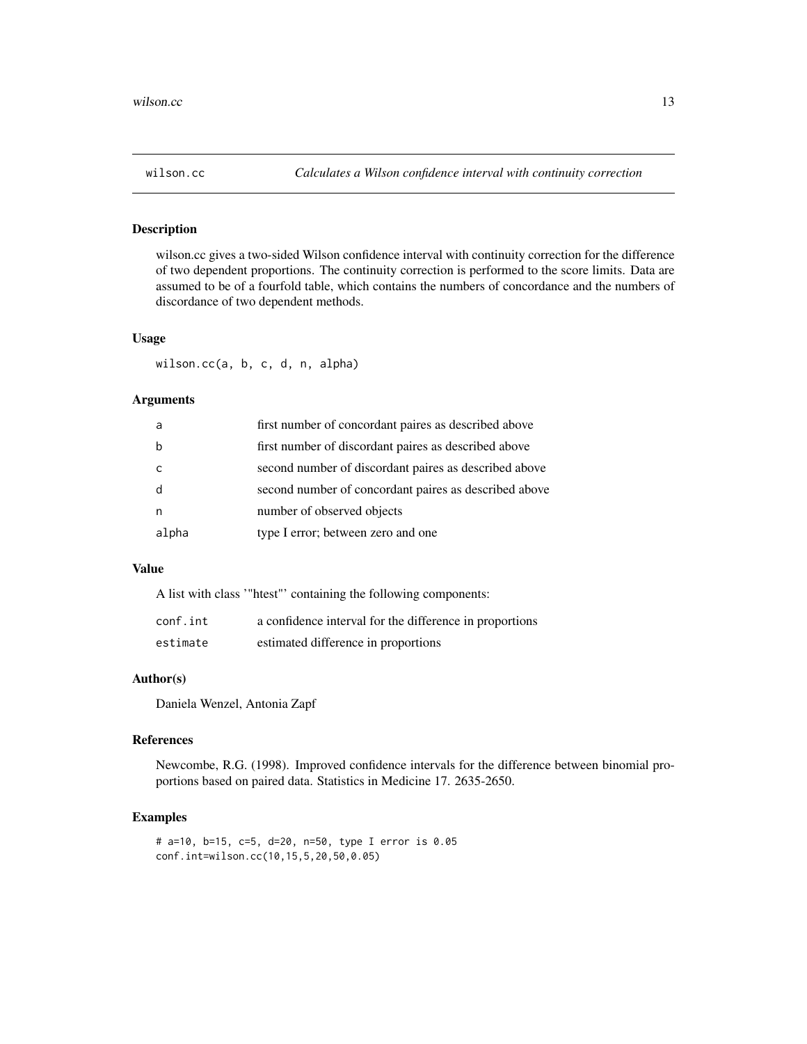# wilson.cc *Calculates a Wilson confidence interval with continuity correction*

## Description

wilson.cc gives a two-sided Wilson confidence interval with continuity correction for the difference of two dependent proportions. The continuity correction is performed to the score limits. Data are assumed to be of a fourfold table, which contains the numbers of concordance and the numbers of discordance of two dependent methods.

## Usage

```
wilson.cc(a, b, c, d, n, alpha)
```

## Arguments

| | |
|---|---|
| a | first number of concordant paires as described above |
| b | first number of discordant paires as described above |
| c | second number of discordant paires as described above |
| d | second number of concordant paires as described above |
| n | number of observed objects |
| alpha | type I error; between zero and one |

## Value

A list with class '"htest"' containing the following components:

| | |
|---|---|
| conf.int | a confidence interval for the difference in proportions |
| estimate | estimated difference in proportions |

## Author(s)

Daniela Wenzel, Antonia Zapf

## References

Newcombe, R.G. (1998). Improved confidence intervals for the difference between binomial proportions based on paired data. Statistics in Medicine 17. 2635-2650.

## Examples

```
# a=10, b=15, c=5, d=20, n=50, type I error is 0.05
conf.int=wilson.cc(10,15,5,20,50,0.05)
```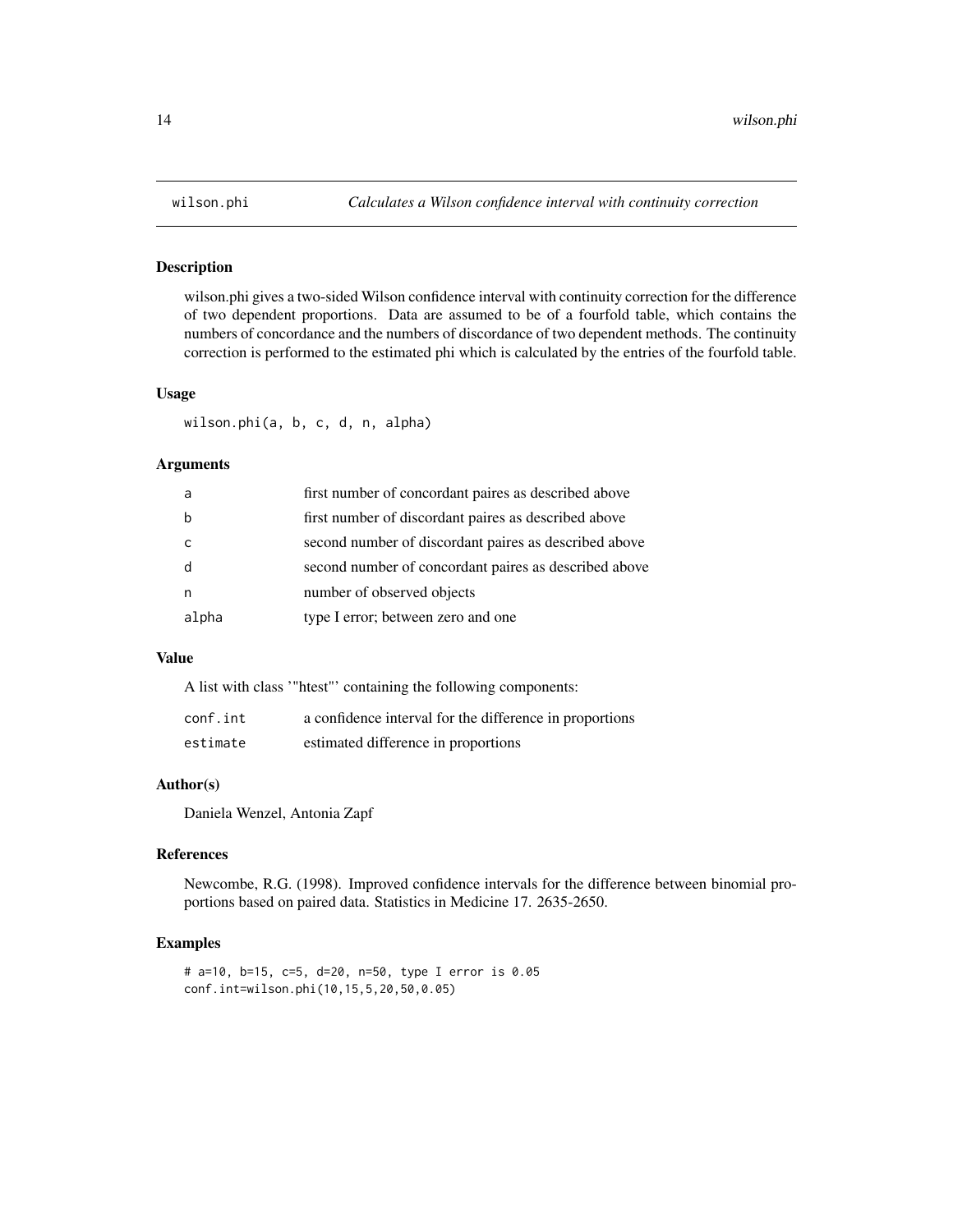# wilson.phi — *Calculates a Wilson confidence interval with continuity correction*

## Description

wilson.phi gives a two-sided Wilson confidence interval with continuity correction for the difference of two dependent proportions. Data are assumed to be of a fourfold table, which contains the numbers of concordance and the numbers of discordance of two dependent methods. The continuity correction is performed to the estimated phi which is calculated by the entries of the fourfold table.

## Usage

```
wilson.phi(a, b, c, d, n, alpha)
```

## Arguments

| | |
|---|---|
| a | first number of concordant paires as described above |
| b | first number of discordant paires as described above |
| c | second number of discordant paires as described above |
| d | second number of concordant paires as described above |
| n | number of observed objects |
| alpha | type I error; between zero and one |

## Value

A list with class '"htest"' containing the following components:

| | |
|---|---|
| conf.int | a confidence interval for the difference in proportions |
| estimate | estimated difference in proportions |

## Author(s)

Daniela Wenzel, Antonia Zapf

## References

Newcombe, R.G. (1998). Improved confidence intervals for the difference between binomial proportions based on paired data. Statistics in Medicine 17. 2635-2650.

## Examples

```
# a=10, b=15, c=5, d=20, n=50, type I error is 0.05
conf.int=wilson.phi(10,15,5,20,50,0.05)
```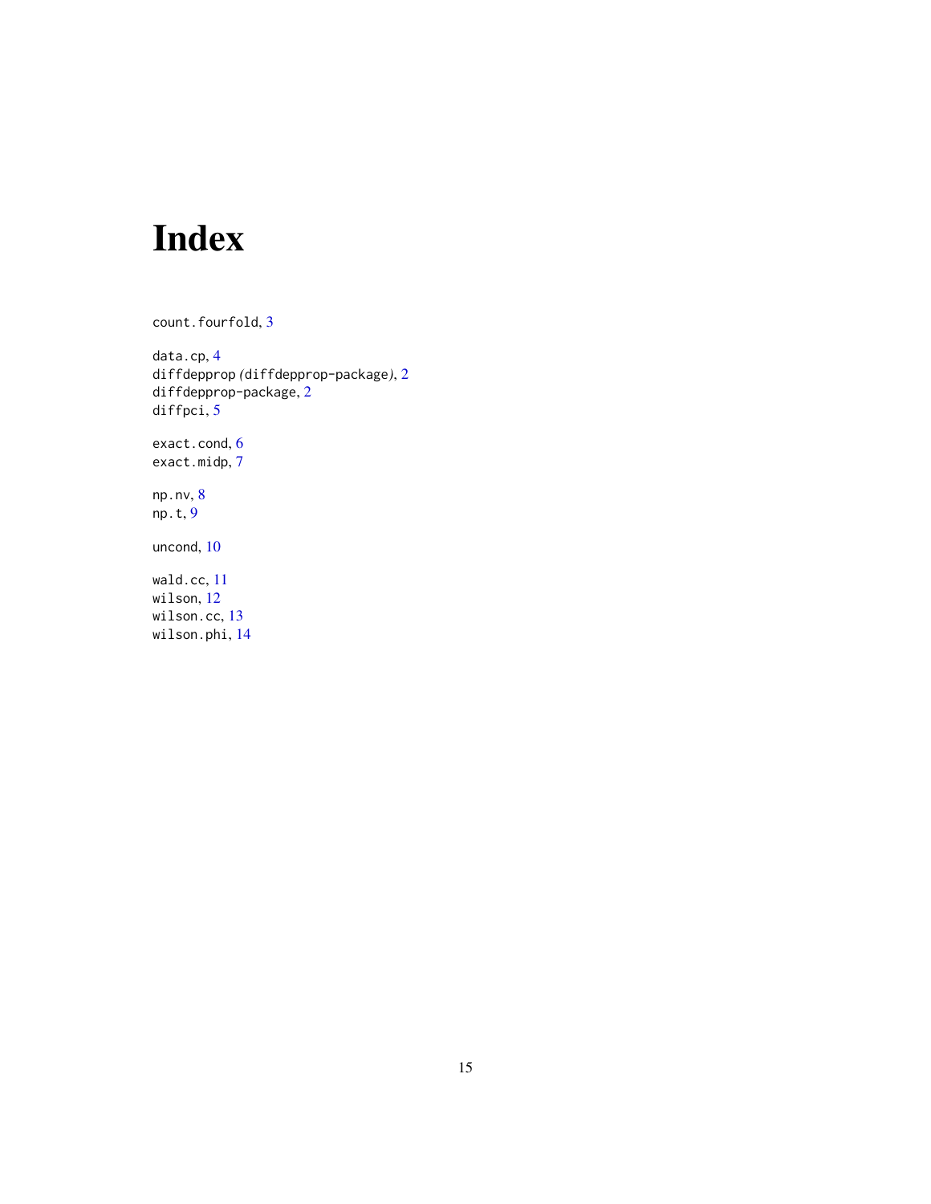# Index

count.fourfold, 3

data.cp, 4
diffdepprop (diffdepprop-package), 2
diffdepprop-package, 2
diffpci, 5

exact.cond, 6
exact.midp, 7

np.nv, 8
np.t, 9

uncond, 10

wald.cc, 11
wilson, 12
wilson.cc, 13
wilson.phi, 14